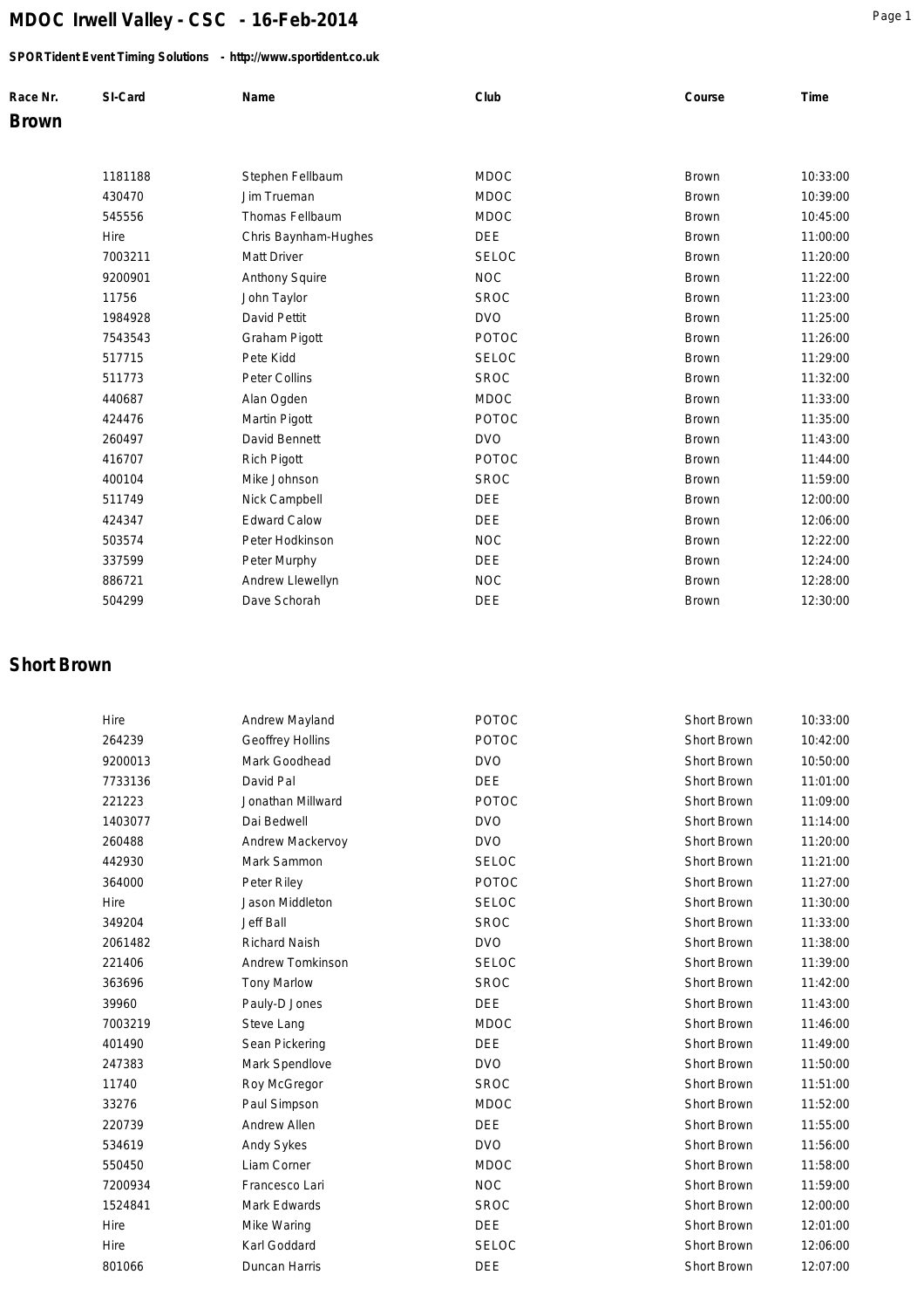# MDOC Irwell Valley - CSC - 16-Feb-2014

**SPORTident Event Timing Solutions - http://www.sportident.co.uk**

## Brown

| Race Nr. | SI-Card | Name | Club | Course | Time |
|---|---|---|---|---|---|
| | 1181188 | Stephen Fellbaum | MDOC | Brown | 10:33:00 |
| | 430470 | Jim Trueman | MDOC | Brown | 10:39:00 |
| | 545556 | Thomas Fellbaum | MDOC | Brown | 10:45:00 |
| | Hire | Chris Baynham-Hughes | DEE | Brown | 11:00:00 |
| | 7003211 | Matt Driver | SELOC | Brown | 11:20:00 |
| | 9200901 | Anthony Squire | NOC | Brown | 11:22:00 |
| | 11756 | John Taylor | SROC | Brown | 11:23:00 |
| | 1984928 | David Pettit | DVO | Brown | 11:25:00 |
| | 7543543 | Graham Pigott | POTOC | Brown | 11:26:00 |
| | 517715 | Pete Kidd | SELOC | Brown | 11:29:00 |
| | 511773 | Peter Collins | SROC | Brown | 11:32:00 |
| | 440687 | Alan Ogden | MDOC | Brown | 11:33:00 |
| | 424476 | Martin Pigott | POTOC | Brown | 11:35:00 |
| | 260497 | David Bennett | DVO | Brown | 11:43:00 |
| | 416707 | Rich Pigott | POTOC | Brown | 11:44:00 |
| | 400104 | Mike Johnson | SROC | Brown | 11:59:00 |
| | 511749 | Nick Campbell | DEE | Brown | 12:00:00 |
| | 424347 | Edward Calow | DEE | Brown | 12:06:00 |
| | 503574 | Peter Hodkinson | NOC | Brown | 12:22:00 |
| | 337599 | Peter Murphy | DEE | Brown | 12:24:00 |
| | 886721 | Andrew Llewellyn | NOC | Brown | 12:28:00 |
| | 504299 | Dave Schorah | DEE | Brown | 12:30:00 |

## Short Brown

| Race Nr. | SI-Card | Name | Club | Course | Time |
|---|---|---|---|---|---|
| | Hire | Andrew Mayland | POTOC | Short Brown | 10:33:00 |
| | 264239 | Geoffrey Hollins | POTOC | Short Brown | 10:42:00 |
| | 9200013 | Mark Goodhead | DVO | Short Brown | 10:50:00 |
| | 7733136 | David Pal | DEE | Short Brown | 11:01:00 |
| | 221223 | Jonathan Millward | POTOC | Short Brown | 11:09:00 |
| | 1403077 | Dai Bedwell | DVO | Short Brown | 11:14:00 |
| | 260488 | Andrew Mackervoy | DVO | Short Brown | 11:20:00 |
| | 442930 | Mark Sammon | SELOC | Short Brown | 11:21:00 |
| | 364000 | Peter Riley | POTOC | Short Brown | 11:27:00 |
| | Hire | Jason Middleton | SELOC | Short Brown | 11:30:00 |
| | 349204 | Jeff Ball | SROC | Short Brown | 11:33:00 |
| | 2061482 | Richard Naish | DVO | Short Brown | 11:38:00 |
| | 221406 | Andrew Tomkinson | SELOC | Short Brown | 11:39:00 |
| | 363696 | Tony Marlow | SROC | Short Brown | 11:42:00 |
| | 39960 | Pauly-D Jones | DEE | Short Brown | 11:43:00 |
| | 7003219 | Steve Lang | MDOC | Short Brown | 11:46:00 |
| | 401490 | Sean Pickering | DEE | Short Brown | 11:49:00 |
| | 247383 | Mark Spendlove | DVO | Short Brown | 11:50:00 |
| | 11740 | Roy McGregor | SROC | Short Brown | 11:51:00 |
| | 33276 | Paul Simpson | MDOC | Short Brown | 11:52:00 |
| | 220739 | Andrew Allen | DEE | Short Brown | 11:55:00 |
| | 534619 | Andy Sykes | DVO | Short Brown | 11:56:00 |
| | 550450 | Liam Corner | MDOC | Short Brown | 11:58:00 |
| | 7200934 | Francesco Lari | NOC | Short Brown | 11:59:00 |
| | 1524841 | Mark Edwards | SROC | Short Brown | 12:00:00 |
| | Hire | Mike Waring | DEE | Short Brown | 12:01:00 |
| | Hire | Karl Goddard | SELOC | Short Brown | 12:06:00 |
| | 801066 | Duncan Harris | DEE | Short Brown | 12:07:00 |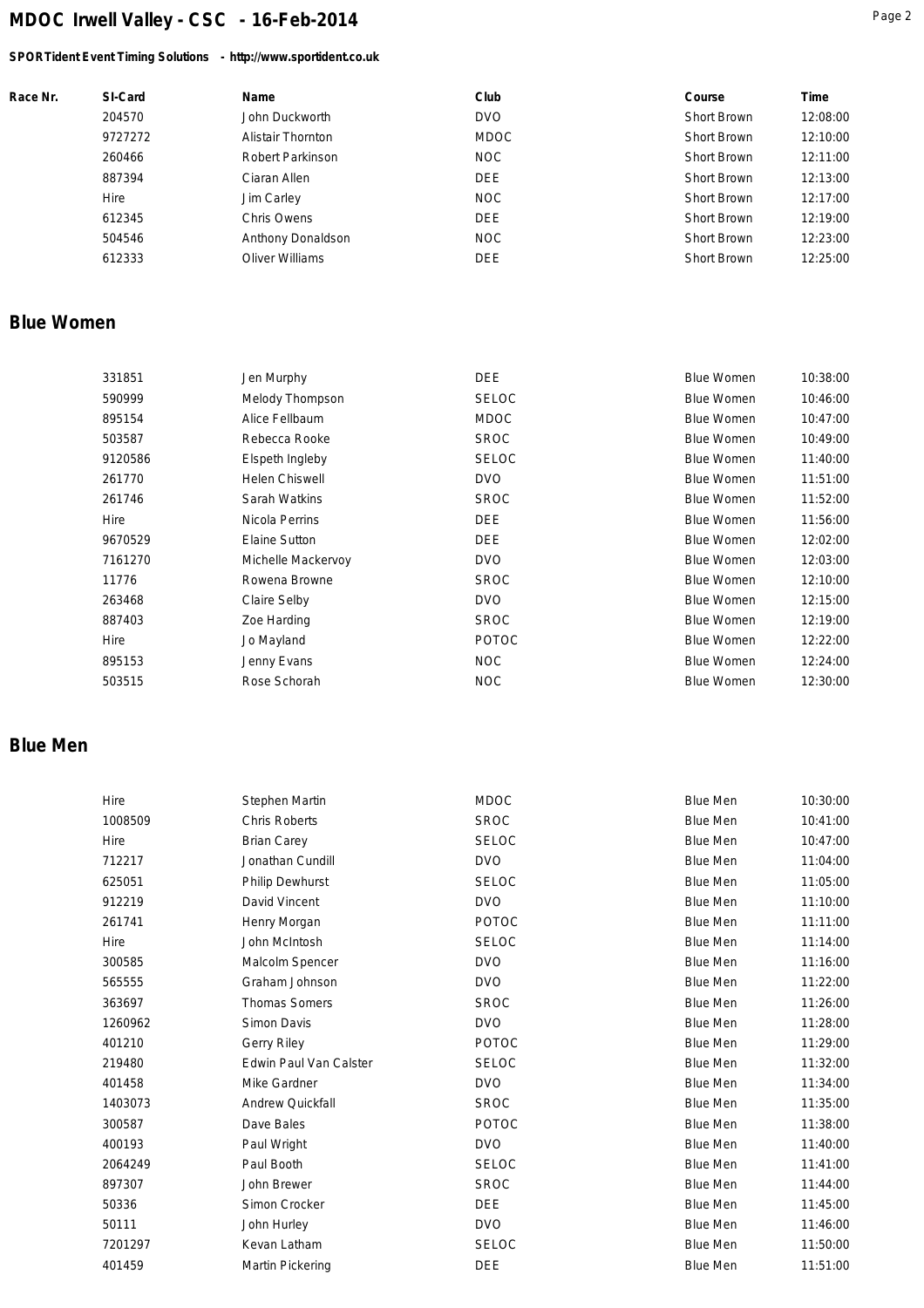| Race Nr. | SI-Card | Name | Club | Course | Time |
|---|---|---|---|---|---|
| | 204570 | John Duckworth | DVO | Short Brown | 12:08:00 |
| | 9727272 | Alistair Thornton | MDOC | Short Brown | 12:10:00 |
| | 260466 | Robert Parkinson | NOC | Short Brown | 12:11:00 |
| | 887394 | Ciaran Allen | DEE | Short Brown | 12:13:00 |
| | Hire | Jim Carley | NOC | Short Brown | 12:17:00 |
| | 612345 | Chris Owens | DEE | Short Brown | 12:19:00 |
| | 504546 | Anthony Donaldson | NOC | Short Brown | 12:23:00 |
| | 612333 | Oliver Williams | DEE | Short Brown | 12:25:00 |

## Blue Women

| Race Nr. | SI-Card | Name | Club | Course | Time |
|---|---|---|---|---|---|
| | 331851 | Jen Murphy | DEE | Blue Women | 10:38:00 |
| | 590999 | Melody Thompson | SELOC | Blue Women | 10:46:00 |
| | 895154 | Alice Fellbaum | MDOC | Blue Women | 10:47:00 |
| | 503587 | Rebecca Rooke | SROC | Blue Women | 10:49:00 |
| | 9120586 | Elspeth Ingleby | SELOC | Blue Women | 11:40:00 |
| | 261770 | Helen Chiswell | DVO | Blue Women | 11:51:00 |
| | 261746 | Sarah Watkins | SROC | Blue Women | 11:52:00 |
| | Hire | Nicola Perrins | DEE | Blue Women | 11:56:00 |
| | 9670529 | Elaine Sutton | DEE | Blue Women | 12:02:00 |
| | 7161270 | Michelle Mackervoy | DVO | Blue Women | 12:03:00 |
| | 11776 | Rowena Browne | SROC | Blue Women | 12:10:00 |
| | 263468 | Claire Selby | DVO | Blue Women | 12:15:00 |
| | 887403 | Zoe Harding | SROC | Blue Women | 12:19:00 |
| | Hire | Jo Mayland | POTOC | Blue Women | 12:22:00 |
| | 895153 | Jenny Evans | NOC | Blue Women | 12:24:00 |
| | 503515 | Rose Schorah | NOC | Blue Women | 12:30:00 |

## Blue Men

| Race Nr. | SI-Card | Name | Club | Course | Time |
|---|---|---|---|---|---|
| | Hire | Stephen Martin | MDOC | Blue Men | 10:30:00 |
| | 1008509 | Chris Roberts | SROC | Blue Men | 10:41:00 |
| | Hire | Brian Carey | SELOC | Blue Men | 10:47:00 |
| | 712217 | Jonathan Cundill | DVO | Blue Men | 11:04:00 |
| | 625051 | Philip Dewhurst | SELOC | Blue Men | 11:05:00 |
| | 912219 | David Vincent | DVO | Blue Men | 11:10:00 |
| | 261741 | Henry Morgan | POTOC | Blue Men | 11:11:00 |
| | Hire | John McIntosh | SELOC | Blue Men | 11:14:00 |
| | 300585 | Malcolm Spencer | DVO | Blue Men | 11:16:00 |
| | 565555 | Graham Johnson | DVO | Blue Men | 11:22:00 |
| | 363697 | Thomas Somers | SROC | Blue Men | 11:26:00 |
| | 1260962 | Simon Davis | DVO | Blue Men | 11:28:00 |
| | 401210 | Gerry Riley | POTOC | Blue Men | 11:29:00 |
| | 219480 | Edwin Paul Van Calster | SELOC | Blue Men | 11:32:00 |
| | 401458 | Mike Gardner | DVO | Blue Men | 11:34:00 |
| | 1403073 | Andrew Quickfall | SROC | Blue Men | 11:35:00 |
| | 300587 | Dave Bales | POTOC | Blue Men | 11:38:00 |
| | 400193 | Paul Wright | DVO | Blue Men | 11:40:00 |
| | 2064249 | Paul Booth | SELOC | Blue Men | 11:41:00 |
| | 897307 | John Brewer | SROC | Blue Men | 11:44:00 |
| | 50336 | Simon Crocker | DEE | Blue Men | 11:45:00 |
| | 50111 | John Hurley | DVO | Blue Men | 11:46:00 |
| | 7201297 | Kevan Latham | SELOC | Blue Men | 11:50:00 |
| | 401459 | Martin Pickering | DEE | Blue Men | 11:51:00 |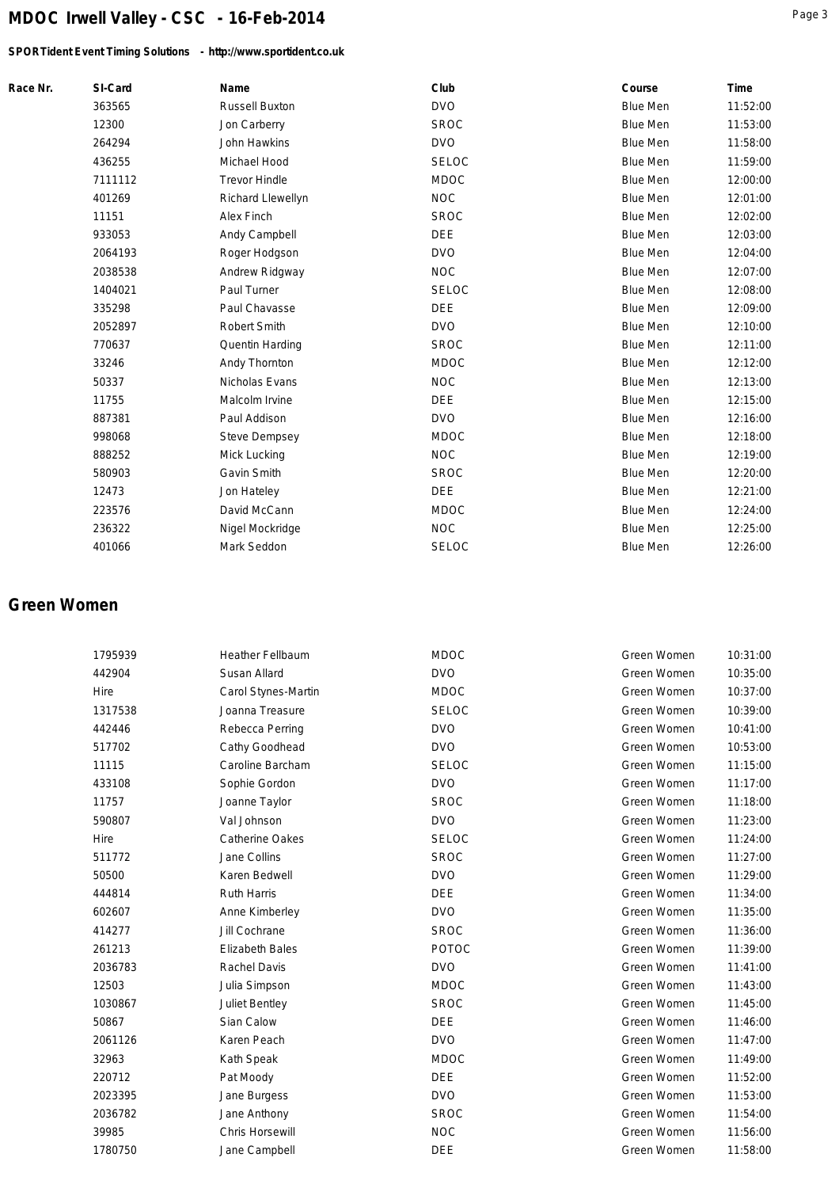| Race Nr. | SI-Card | Name | Club | Course | Time |
|---|---|---|---|---|---|
| | 363565 | Russell Buxton | DVO | Blue Men | 11:52:00 |
| | 12300 | Jon Carberry | SROC | Blue Men | 11:53:00 |
| | 264294 | John Hawkins | DVO | Blue Men | 11:58:00 |
| | 436255 | Michael Hood | SELOC | Blue Men | 11:59:00 |
| | 7111112 | Trevor Hindle | MDOC | Blue Men | 12:00:00 |
| | 401269 | Richard Llewellyn | NOC | Blue Men | 12:01:00 |
| | 11151 | Alex Finch | SROC | Blue Men | 12:02:00 |
| | 933053 | Andy Campbell | DEE | Blue Men | 12:03:00 |
| | 2064193 | Roger Hodgson | DVO | Blue Men | 12:04:00 |
| | 2038538 | Andrew Ridgway | NOC | Blue Men | 12:07:00 |
| | 1404021 | Paul Turner | SELOC | Blue Men | 12:08:00 |
| | 335298 | Paul Chavasse | DEE | Blue Men | 12:09:00 |
| | 2052897 | Robert Smith | DVO | Blue Men | 12:10:00 |
| | 770637 | Quentin Harding | SROC | Blue Men | 12:11:00 |
| | 33246 | Andy Thornton | MDOC | Blue Men | 12:12:00 |
| | 50337 | Nicholas Evans | NOC | Blue Men | 12:13:00 |
| | 11755 | Malcolm Irvine | DEE | Blue Men | 12:15:00 |
| | 887381 | Paul Addison | DVO | Blue Men | 12:16:00 |
| | 998068 | Steve Dempsey | MDOC | Blue Men | 12:18:00 |
| | 888252 | Mick Lucking | NOC | Blue Men | 12:19:00 |
| | 580903 | Gavin Smith | SROC | Blue Men | 12:20:00 |
| | 12473 | Jon Hateley | DEE | Blue Men | 12:21:00 |
| | 223576 | David McCann | MDOC | Blue Men | 12:24:00 |
| | 236322 | Nigel Mockridge | NOC | Blue Men | 12:25:00 |
| | 401066 | Mark Seddon | SELOC | Blue Men | 12:26:00 |

## Green Women

| Race Nr. | SI-Card | Name | Club | Course | Time |
|---|---|---|---|---|---|
| | 1795939 | Heather Fellbaum | MDOC | Green Women | 10:31:00 |
| | 442904 | Susan Allard | DVO | Green Women | 10:35:00 |
| | Hire | Carol Stynes-Martin | MDOC | Green Women | 10:37:00 |
| | 1317538 | Joanna Treasure | SELOC | Green Women | 10:39:00 |
| | 442446 | Rebecca Perring | DVO | Green Women | 10:41:00 |
| | 517702 | Cathy Goodhead | DVO | Green Women | 10:53:00 |
| | 11115 | Caroline Barcham | SELOC | Green Women | 11:15:00 |
| | 433108 | Sophie Gordon | DVO | Green Women | 11:17:00 |
| | 11757 | Joanne Taylor | SROC | Green Women | 11:18:00 |
| | 590807 | Val Johnson | DVO | Green Women | 11:23:00 |
| | Hire | Catherine Oakes | SELOC | Green Women | 11:24:00 |
| | 511772 | Jane Collins | SROC | Green Women | 11:27:00 |
| | 50500 | Karen Bedwell | DVO | Green Women | 11:29:00 |
| | 444814 | Ruth Harris | DEE | Green Women | 11:34:00 |
| | 602607 | Anne Kimberley | DVO | Green Women | 11:35:00 |
| | 414277 | Jill Cochrane | SROC | Green Women | 11:36:00 |
| | 261213 | Elizabeth Bales | POTOC | Green Women | 11:39:00 |
| | 2036783 | Rachel Davis | DVO | Green Women | 11:41:00 |
| | 12503 | Julia Simpson | MDOC | Green Women | 11:43:00 |
| | 1030867 | Juliet Bentley | SROC | Green Women | 11:45:00 |
| | 50867 | Sian Calow | DEE | Green Women | 11:46:00 |
| | 2061126 | Karen Peach | DVO | Green Women | 11:47:00 |
| | 32963 | Kath Speak | MDOC | Green Women | 11:49:00 |
| | 220712 | Pat Moody | DEE | Green Women | 11:52:00 |
| | 2023395 | Jane Burgess | DVO | Green Women | 11:53:00 |
| | 2036782 | Jane Anthony | SROC | Green Women | 11:54:00 |
| | 39985 | Chris Horsewill | NOC | Green Women | 11:56:00 |
| | 1780750 | Jane Campbell | DEE | Green Women | 11:58:00 |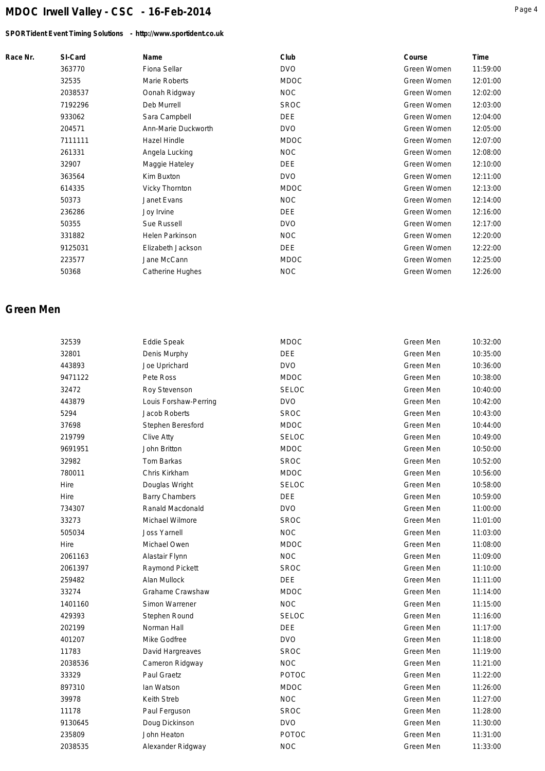| Race Nr. | SI-Card | Name | Club | Course | Time |
|---|---|---|---|---|---|
| | 363770 | Fiona Sellar | DVO | Green Women | 11:59:00 |
| | 32535 | Marie Roberts | MDOC | Green Women | 12:01:00 |
| | 2038537 | Oonah Ridgway | NOC | Green Women | 12:02:00 |
| | 7192296 | Deb Murrell | SROC | Green Women | 12:03:00 |
| | 933062 | Sara Campbell | DEE | Green Women | 12:04:00 |
| | 204571 | Ann-Marie Duckworth | DVO | Green Women | 12:05:00 |
| | 7111111 | Hazel Hindle | MDOC | Green Women | 12:07:00 |
| | 261331 | Angela Lucking | NOC | Green Women | 12:08:00 |
| | 32907 | Maggie Hateley | DEE | Green Women | 12:10:00 |
| | 363564 | Kim Buxton | DVO | Green Women | 12:11:00 |
| | 614335 | Vicky Thornton | MDOC | Green Women | 12:13:00 |
| | 50373 | Janet Evans | NOC | Green Women | 12:14:00 |
| | 236286 | Joy Irvine | DEE | Green Women | 12:16:00 |
| | 50355 | Sue Russell | DVO | Green Women | 12:17:00 |
| | 331882 | Helen Parkinson | NOC | Green Women | 12:20:00 |
| | 9125031 | Elizabeth Jackson | DEE | Green Women | 12:22:00 |
| | 223577 | Jane McCann | MDOC | Green Women | 12:25:00 |
| | 50368 | Catherine Hughes | NOC | Green Women | 12:26:00 |

## Green Men

| Race Nr. | SI-Card | Name | Club | Course | Time |
|---|---|---|---|---|---|
| | 32539 | Eddie Speak | MDOC | Green Men | 10:32:00 |
| | 32801 | Denis Murphy | DEE | Green Men | 10:35:00 |
| | 443893 | Joe Uprichard | DVO | Green Men | 10:36:00 |
| | 9471122 | Pete Ross | MDOC | Green Men | 10:38:00 |
| | 32472 | Roy Stevenson | SELOC | Green Men | 10:40:00 |
| | 443879 | Louis Forshaw-Perring | DVO | Green Men | 10:42:00 |
| | 5294 | Jacob Roberts | SROC | Green Men | 10:43:00 |
| | 37698 | Stephen Beresford | MDOC | Green Men | 10:44:00 |
| | 219799 | Clive Atty | SELOC | Green Men | 10:49:00 |
| | 9691951 | John Britton | MDOC | Green Men | 10:50:00 |
| | 32982 | Tom Barkas | SROC | Green Men | 10:52:00 |
| | 780011 | Chris Kirkham | MDOC | Green Men | 10:56:00 |
| | Hire | Douglas Wright | SELOC | Green Men | 10:58:00 |
| | Hire | Barry Chambers | DEE | Green Men | 10:59:00 |
| | 734307 | Ranald Macdonald | DVO | Green Men | 11:00:00 |
| | 33273 | Michael Wilmore | SROC | Green Men | 11:01:00 |
| | 505034 | Joss Yarnell | NOC | Green Men | 11:03:00 |
| | Hire | Michael Owen | MDOC | Green Men | 11:08:00 |
| | 2061163 | Alastair Flynn | NOC | Green Men | 11:09:00 |
| | 2061397 | Raymond Pickett | SROC | Green Men | 11:10:00 |
| | 259482 | Alan Mullock | DEE | Green Men | 11:11:00 |
| | 33274 | Grahame Crawshaw | MDOC | Green Men | 11:14:00 |
| | 1401160 | Simon Warrener | NOC | Green Men | 11:15:00 |
| | 429393 | Stephen Round | SELOC | Green Men | 11:16:00 |
| | 202199 | Norman Hall | DEE | Green Men | 11:17:00 |
| | 401207 | Mike Godfree | DVO | Green Men | 11:18:00 |
| | 11783 | David Hargreaves | SROC | Green Men | 11:19:00 |
| | 2038536 | Cameron Ridgway | NOC | Green Men | 11:21:00 |
| | 33329 | Paul Graetz | POTOC | Green Men | 11:22:00 |
| | 897310 | Ian Watson | MDOC | Green Men | 11:26:00 |
| | 39978 | Keith Streb | NOC | Green Men | 11:27:00 |
| | 11178 | Paul Ferguson | SROC | Green Men | 11:28:00 |
| | 9130645 | Doug Dickinson | DVO | Green Men | 11:30:00 |
| | 235809 | John Heaton | POTOC | Green Men | 11:31:00 |
| | 2038535 | Alexander Ridgway | NOC | Green Men | 11:33:00 |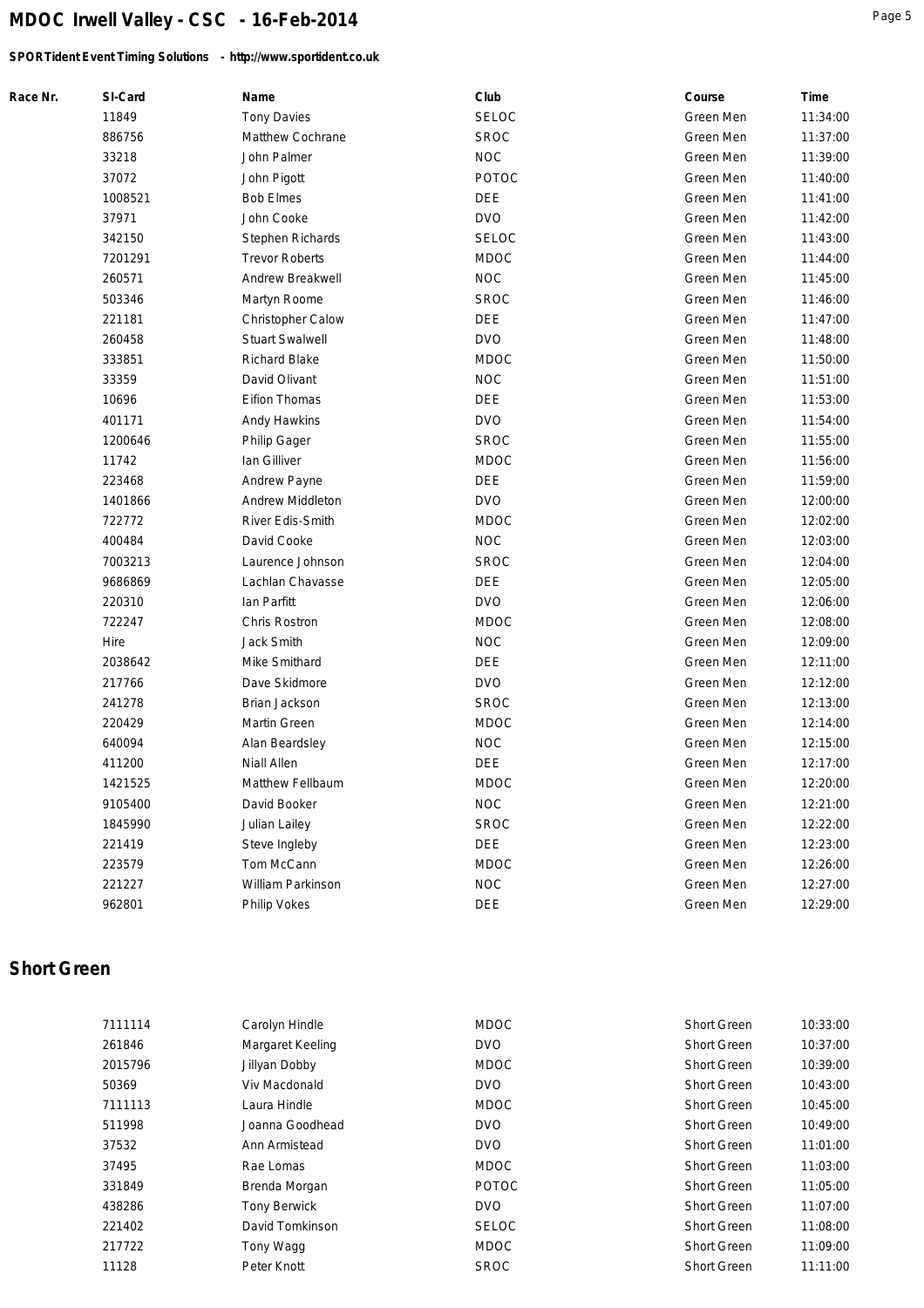# MDOC Irwell Valley - CSC - 16-Feb-2014

**SPORTident Event Timing Solutions - http://www.sportident.co.uk**

| Race Nr. | SI-Card | Name | Club | Course | Time |
|---|---|---|---|---|---|
| | 11849 | Tony Davies | SELOC | Green Men | 11:34:00 |
| | 886756 | Matthew Cochrane | SROC | Green Men | 11:37:00 |
| | 33218 | John Palmer | NOC | Green Men | 11:39:00 |
| | 37072 | John Pigott | POTOC | Green Men | 11:40:00 |
| | 1008521 | Bob Elmes | DEE | Green Men | 11:41:00 |
| | 37971 | John Cooke | DVO | Green Men | 11:42:00 |
| | 342150 | Stephen Richards | SELOC | Green Men | 11:43:00 |
| | 7201291 | Trevor Roberts | MDOC | Green Men | 11:44:00 |
| | 260571 | Andrew Breakwell | NOC | Green Men | 11:45:00 |
| | 503346 | Martyn Roome | SROC | Green Men | 11:46:00 |
| | 221181 | Christopher Calow | DEE | Green Men | 11:47:00 |
| | 260458 | Stuart Swalwell | DVO | Green Men | 11:48:00 |
| | 333851 | Richard Blake | MDOC | Green Men | 11:50:00 |
| | 33359 | David Olivant | NOC | Green Men | 11:51:00 |
| | 10696 | Eifion Thomas | DEE | Green Men | 11:53:00 |
| | 401171 | Andy Hawkins | DVO | Green Men | 11:54:00 |
| | 1200646 | Philip Gager | SROC | Green Men | 11:55:00 |
| | 11742 | Ian Gilliver | MDOC | Green Men | 11:56:00 |
| | 223468 | Andrew Payne | DEE | Green Men | 11:59:00 |
| | 1401866 | Andrew Middleton | DVO | Green Men | 12:00:00 |
| | 722772 | River Edis-Smith | MDOC | Green Men | 12:02:00 |
| | 400484 | David Cooke | NOC | Green Men | 12:03:00 |
| | 7003213 | Laurence Johnson | SROC | Green Men | 12:04:00 |
| | 9686869 | Lachlan Chavasse | DEE | Green Men | 12:05:00 |
| | 220310 | Ian Parfitt | DVO | Green Men | 12:06:00 |
| | 722247 | Chris Rostron | MDOC | Green Men | 12:08:00 |
| | Hire | Jack Smith | NOC | Green Men | 12:09:00 |
| | 2038642 | Mike Smithard | DEE | Green Men | 12:11:00 |
| | 217766 | Dave Skidmore | DVO | Green Men | 12:12:00 |
| | 241278 | Brian Jackson | SROC | Green Men | 12:13:00 |
| | 220429 | Martin Green | MDOC | Green Men | 12:14:00 |
| | 640094 | Alan Beardsley | NOC | Green Men | 12:15:00 |
| | 411200 | Niall Allen | DEE | Green Men | 12:17:00 |
| | 1421525 | Matthew Fellbaum | MDOC | Green Men | 12:20:00 |
| | 9105400 | David Booker | NOC | Green Men | 12:21:00 |
| | 1845990 | Julian Lailey | SROC | Green Men | 12:22:00 |
| | 221419 | Steve Ingleby | DEE | Green Men | 12:23:00 |
| | 223579 | Tom McCann | MDOC | Green Men | 12:26:00 |
| | 221227 | William Parkinson | NOC | Green Men | 12:27:00 |
| | 962801 | Philip Vokes | DEE | Green Men | 12:29:00 |

## Short Green

| Race Nr. | SI-Card | Name | Club | Course | Time |
|---|---|---|---|---|---|
| | 7111114 | Carolyn Hindle | MDOC | Short Green | 10:33:00 |
| | 261846 | Margaret Keeling | DVO | Short Green | 10:37:00 |
| | 2015796 | Jillyan Dobby | MDOC | Short Green | 10:39:00 |
| | 50369 | Viv Macdonald | DVO | Short Green | 10:43:00 |
| | 7111113 | Laura Hindle | MDOC | Short Green | 10:45:00 |
| | 511998 | Joanna Goodhead | DVO | Short Green | 10:49:00 |
| | 37532 | Ann Armistead | DVO | Short Green | 11:01:00 |
| | 37495 | Rae Lomas | MDOC | Short Green | 11:03:00 |
| | 331849 | Brenda Morgan | POTOC | Short Green | 11:05:00 |
| | 438286 | Tony Berwick | DVO | Short Green | 11:07:00 |
| | 221402 | David Tomkinson | SELOC | Short Green | 11:08:00 |
| | 217722 | Tony Wagg | MDOC | Short Green | 11:09:00 |
| | 11128 | Peter Knott | SROC | Short Green | 11:11:00 |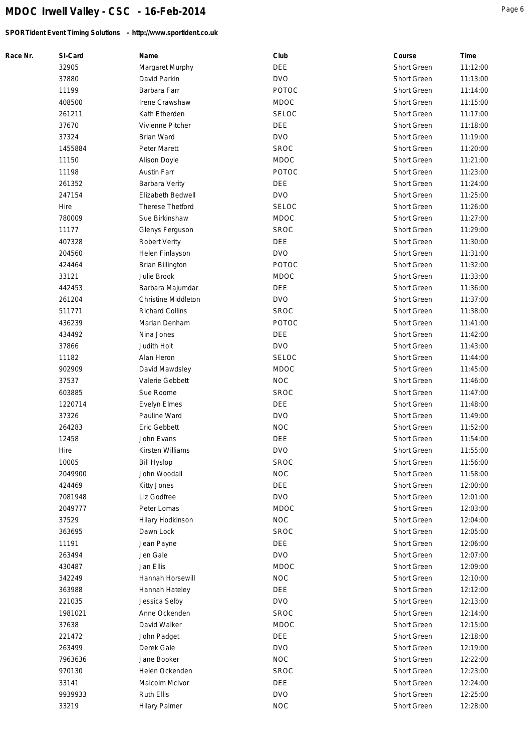# MDOC Irwell Valley - CSC - 16-Feb-2014

**SPORTident Event Timing Solutions - http://www.sportident.co.uk**

| Race Nr. | SI-Card | Name | Club | Course | Time |
|---|---|---|---|---|---|
| | 32905 | Margaret Murphy | DEE | Short Green | 11:12:00 |
| | 37880 | David Parkin | DVO | Short Green | 11:13:00 |
| | 11199 | Barbara Farr | POTOC | Short Green | 11:14:00 |
| | 408500 | Irene Crawshaw | MDOC | Short Green | 11:15:00 |
| | 261211 | Kath Etherden | SELOC | Short Green | 11:17:00 |
| | 37670 | Vivienne Pitcher | DEE | Short Green | 11:18:00 |
| | 37324 | Brian Ward | DVO | Short Green | 11:19:00 |
| | 1455884 | Peter Marett | SROC | Short Green | 11:20:00 |
| | 11150 | Alison Doyle | MDOC | Short Green | 11:21:00 |
| | 11198 | Austin Farr | POTOC | Short Green | 11:23:00 |
| | 261352 | Barbara Verity | DEE | Short Green | 11:24:00 |
| | 247154 | Elizabeth Bedwell | DVO | Short Green | 11:25:00 |
| | Hire | Therese Thetford | SELOC | Short Green | 11:26:00 |
| | 780009 | Sue Birkinshaw | MDOC | Short Green | 11:27:00 |
| | 11177 | Glenys Ferguson | SROC | Short Green | 11:29:00 |
| | 407328 | Robert Verity | DEE | Short Green | 11:30:00 |
| | 204560 | Helen Finlayson | DVO | Short Green | 11:31:00 |
| | 424464 | Brian Billington | POTOC | Short Green | 11:32:00 |
| | 33121 | Julie Brook | MDOC | Short Green | 11:33:00 |
| | 442453 | Barbara Majumdar | DEE | Short Green | 11:36:00 |
| | 261204 | Christine Middleton | DVO | Short Green | 11:37:00 |
| | 511771 | Richard Collins | SROC | Short Green | 11:38:00 |
| | 436239 | Marian Denham | POTOC | Short Green | 11:41:00 |
| | 434492 | Nina Jones | DEE | Short Green | 11:42:00 |
| | 37866 | Judith Holt | DVO | Short Green | 11:43:00 |
| | 11182 | Alan Heron | SELOC | Short Green | 11:44:00 |
| | 902909 | David Mawdsley | MDOC | Short Green | 11:45:00 |
| | 37537 | Valerie Gebbett | NOC | Short Green | 11:46:00 |
| | 603885 | Sue Roome | SROC | Short Green | 11:47:00 |
| | 1220714 | Evelyn Elmes | DEE | Short Green | 11:48:00 |
| | 37326 | Pauline Ward | DVO | Short Green | 11:49:00 |
| | 264283 | Eric Gebbett | NOC | Short Green | 11:52:00 |
| | 12458 | John Evans | DEE | Short Green | 11:54:00 |
| | Hire | Kirsten Williams | DVO | Short Green | 11:55:00 |
| | 10005 | Bill Hyslop | SROC | Short Green | 11:56:00 |
| | 2049900 | John Woodall | NOC | Short Green | 11:58:00 |
| | 424469 | Kitty Jones | DEE | Short Green | 12:00:00 |
| | 7081948 | Liz Godfree | DVO | Short Green | 12:01:00 |
| | 2049777 | Peter Lomas | MDOC | Short Green | 12:03:00 |
| | 37529 | Hilary Hodkinson | NOC | Short Green | 12:04:00 |
| | 363695 | Dawn Lock | SROC | Short Green | 12:05:00 |
| | 11191 | Jean Payne | DEE | Short Green | 12:06:00 |
| | 263494 | Jen Gale | DVO | Short Green | 12:07:00 |
| | 430487 | Jan Ellis | MDOC | Short Green | 12:09:00 |
| | 342249 | Hannah Horsewill | NOC | Short Green | 12:10:00 |
| | 363988 | Hannah Hateley | DEE | Short Green | 12:12:00 |
| | 221035 | Jessica Selby | DVO | Short Green | 12:13:00 |
| | 1981021 | Anne Ockenden | SROC | Short Green | 12:14:00 |
| | 37638 | David Walker | MDOC | Short Green | 12:15:00 |
| | 221472 | John Padget | DEE | Short Green | 12:18:00 |
| | 263499 | Derek Gale | DVO | Short Green | 12:19:00 |
| | 7963636 | Jane Booker | NOC | Short Green | 12:22:00 |
| | 970130 | Helen Ockenden | SROC | Short Green | 12:23:00 |
| | 33141 | Malcolm McIvor | DEE | Short Green | 12:24:00 |
| | 9939933 | Ruth Ellis | DVO | Short Green | 12:25:00 |
| | 33219 | Hilary Palmer | NOC | Short Green | 12:28:00 |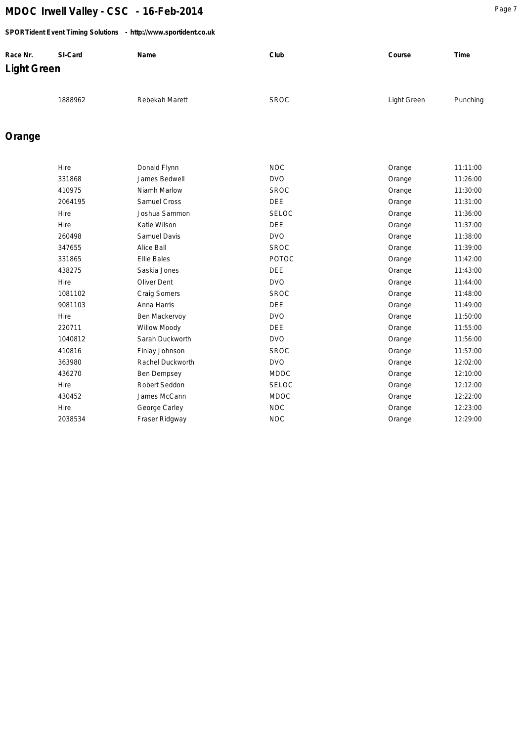# MDOC Irwell Valley - CSC - 16-Feb-2014

**SPORTident Event Timing Solutions - http://www.sportident.co.uk**

| Race Nr. | SI-Card | Name | Club | Course | Time |
|---|---|---|---|---|---|

## Light Green

| Race Nr. | SI-Card | Name | Club | Course | Time |
|---|---|---|---|---|---|
| | 1888962 | Rebekah Marett | SROC | Light Green | Punching |

## Orange

| Race Nr. | SI-Card | Name | Club | Course | Time |
|---|---|---|---|---|---|
| | Hire | Donald Flynn | NOC | Orange | 11:11:00 |
| | 331868 | James Bedwell | DVO | Orange | 11:26:00 |
| | 410975 | Niamh Marlow | SROC | Orange | 11:30:00 |
| | 2064195 | Samuel Cross | DEE | Orange | 11:31:00 |
| | Hire | Joshua Sammon | SELOC | Orange | 11:36:00 |
| | Hire | Katie Wilson | DEE | Orange | 11:37:00 |
| | 260498 | Samuel Davis | DVO | Orange | 11:38:00 |
| | 347655 | Alice Ball | SROC | Orange | 11:39:00 |
| | 331865 | Ellie Bales | POTOC | Orange | 11:42:00 |
| | 438275 | Saskia Jones | DEE | Orange | 11:43:00 |
| | Hire | Oliver Dent | DVO | Orange | 11:44:00 |
| | 1081102 | Craig Somers | SROC | Orange | 11:48:00 |
| | 9081103 | Anna Harris | DEE | Orange | 11:49:00 |
| | Hire | Ben Mackervoy | DVO | Orange | 11:50:00 |
| | 220711 | Willow Moody | DEE | Orange | 11:55:00 |
| | 1040812 | Sarah Duckworth | DVO | Orange | 11:56:00 |
| | 410816 | Finlay Johnson | SROC | Orange | 11:57:00 |
| | 363980 | Rachel Duckworth | DVO | Orange | 12:02:00 |
| | 436270 | Ben Dempsey | MDOC | Orange | 12:10:00 |
| | Hire | Robert Seddon | SELOC | Orange | 12:12:00 |
| | 430452 | James McCann | MDOC | Orange | 12:22:00 |
| | Hire | George Carley | NOC | Orange | 12:23:00 |
| | 2038534 | Fraser Ridgway | NOC | Orange | 12:29:00 |